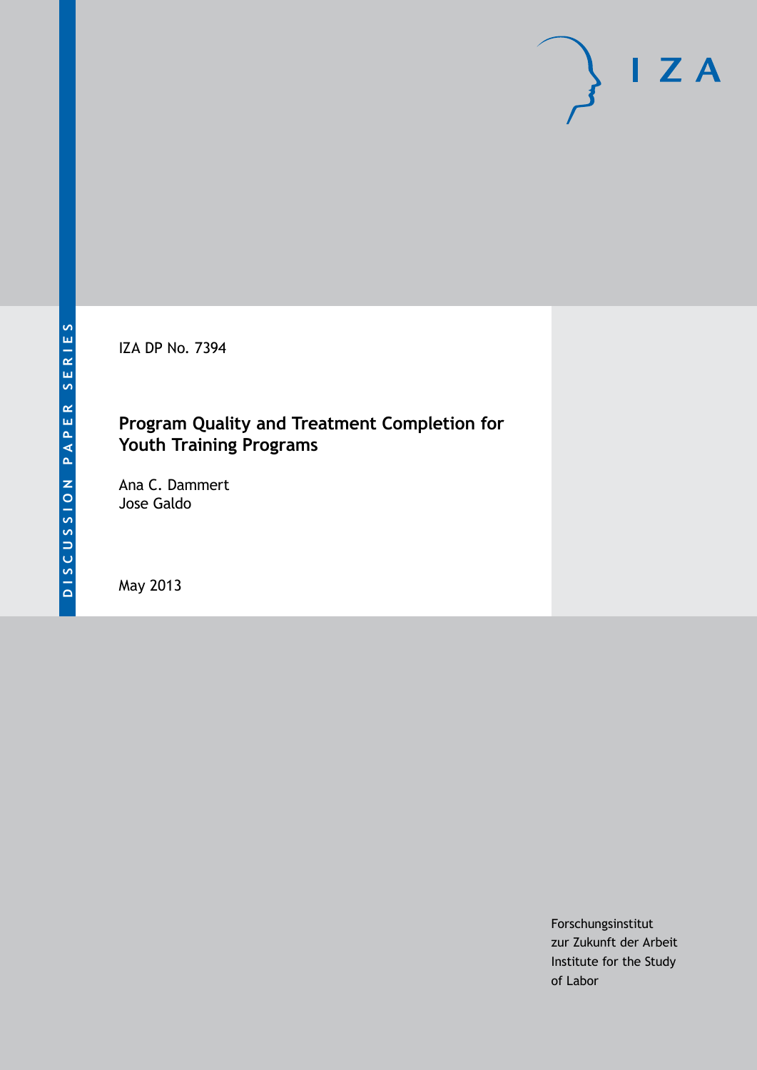IZA DP No. 7394

# Program Quality and Treatment Completion for Youth Training Programs

Ana C. Dammert
Jose Galdo

May 2013

Forschungsinstitut
zur Zukunft der Arbeit
Institute for the Study
of Labor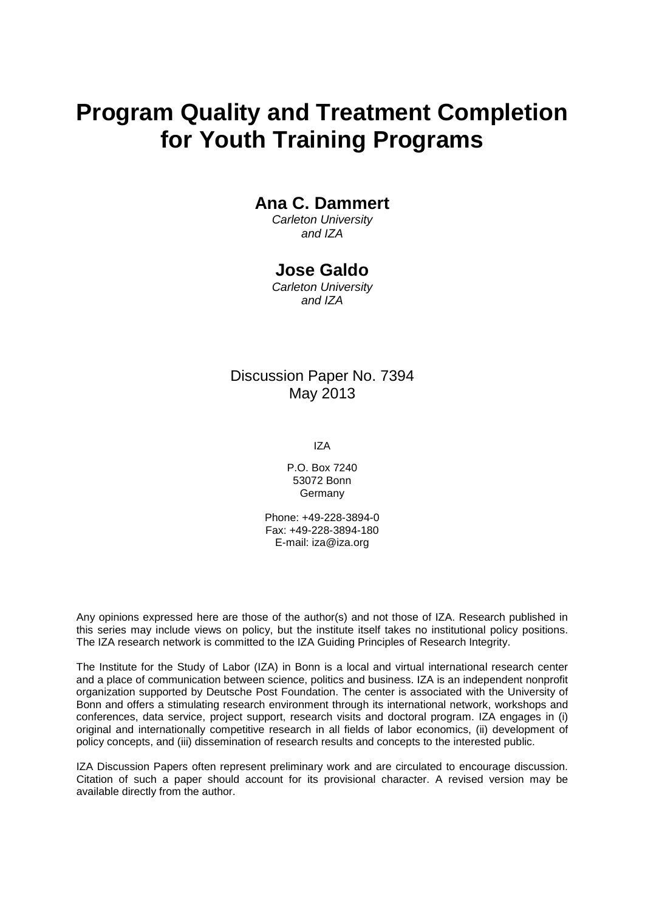# Program Quality and Treatment Completion for Youth Training Programs

**Ana C. Dammert**
*Carleton University and IZA*

**Jose Galdo**
*Carleton University and IZA*

Discussion Paper No. 7394
May 2013

IZA

P.O. Box 7240
53072 Bonn
Germany

Phone: +49-228-3894-0
Fax: +49-228-3894-180
E-mail: iza@iza.org

Any opinions expressed here are those of the author(s) and not those of IZA. Research published in this series may include views on policy, but the institute itself takes no institutional policy positions. The IZA research network is committed to the IZA Guiding Principles of Research Integrity.

The Institute for the Study of Labor (IZA) in Bonn is a local and virtual international research center and a place of communication between science, politics and business. IZA is an independent nonprofit organization supported by Deutsche Post Foundation. The center is associated with the University of Bonn and offers a stimulating research environment through its international network, workshops and conferences, data service, project support, research visits and doctoral program. IZA engages in (i) original and internationally competitive research in all fields of labor economics, (ii) development of policy concepts, and (iii) dissemination of research results and concepts to the interested public.

IZA Discussion Papers often represent preliminary work and are circulated to encourage discussion. Citation of such a paper should account for its provisional character. A revised version may be available directly from the author.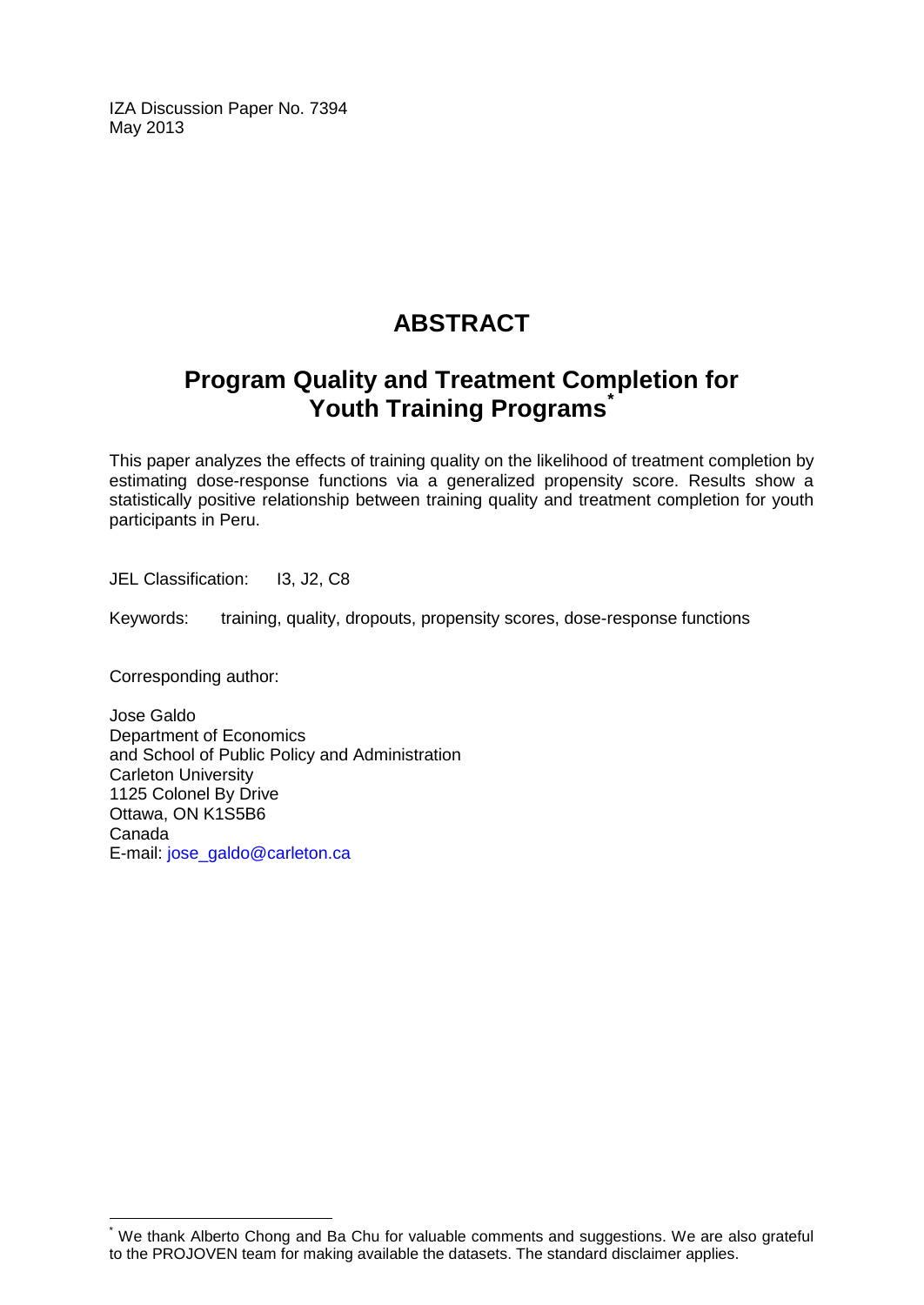IZA Discussion Paper No. 7394
May 2013

# ABSTRACT

## Program Quality and Treatment Completion for Youth Training Programs[*]

This paper analyzes the effects of training quality on the likelihood of treatment completion by estimating dose-response functions via a generalized propensity score. Results show a statistically positive relationship between training quality and treatment completion for youth participants in Peru.

JEL Classification: I3, J2, C8

Keywords: training, quality, dropouts, propensity scores, dose-response functions

Corresponding author:

Jose Galdo
Department of Economics
and School of Public Policy and Administration
Carleton University
1125 Colonel By Drive
Ottawa, ON K1S5B6
Canada
E-mail: jose_galdo@carleton.ca

[*] We thank Alberto Chong and Ba Chu for valuable comments and suggestions. We are also grateful to the PROJOVEN team for making available the datasets. The standard disclaimer applies.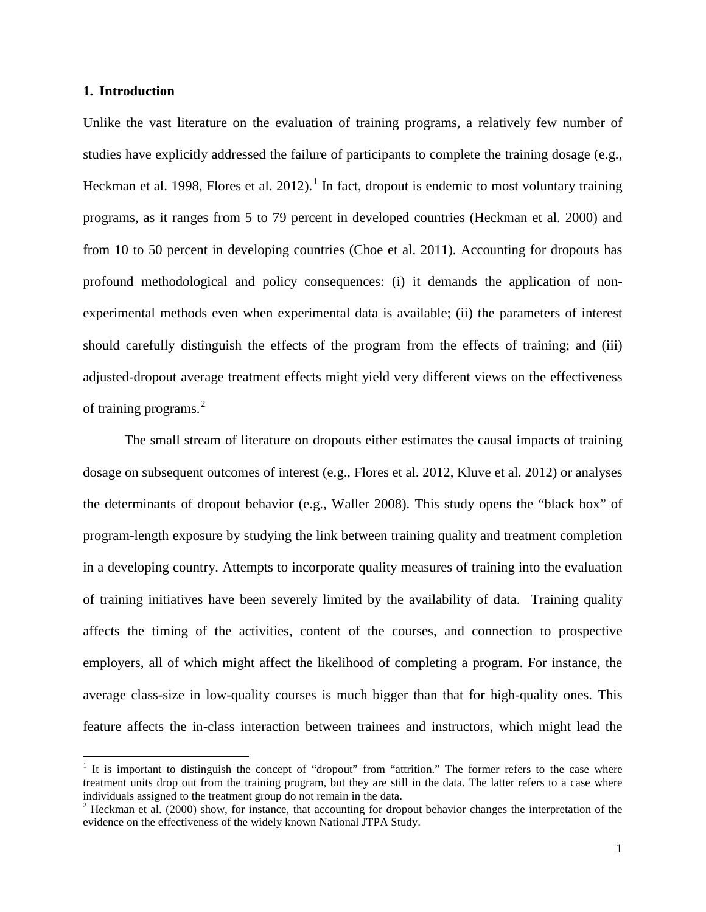## 1. Introduction

Unlike the vast literature on the evaluation of training programs, a relatively few number of studies have explicitly addressed the failure of participants to complete the training dosage (e.g., Heckman et al. 1998, Flores et al. 2012).[1] In fact, dropout is endemic to most voluntary training programs, as it ranges from 5 to 79 percent in developed countries (Heckman et al. 2000) and from 10 to 50 percent in developing countries (Choe et al. 2011). Accounting for dropouts has profound methodological and policy consequences: (i) it demands the application of non-experimental methods even when experimental data is available; (ii) the parameters of interest should carefully distinguish the effects of the program from the effects of training; and (iii) adjusted-dropout average treatment effects might yield very different views on the effectiveness of training programs.[2]

The small stream of literature on dropouts either estimates the causal impacts of training dosage on subsequent outcomes of interest (e.g., Flores et al. 2012, Kluve et al. 2012) or analyses the determinants of dropout behavior (e.g., Waller 2008). This study opens the "black box" of program-length exposure by studying the link between training quality and treatment completion in a developing country. Attempts to incorporate quality measures of training into the evaluation of training initiatives have been severely limited by the availability of data. Training quality affects the timing of the activities, content of the courses, and connection to prospective employers, all of which might affect the likelihood of completing a program. For instance, the average class-size in low-quality courses is much bigger than that for high-quality ones. This feature affects the in-class interaction between trainees and instructors, which might lead the

---

[1] It is important to distinguish the concept of "dropout" from "attrition." The former refers to the case where treatment units drop out from the training program, but they are still in the data. The latter refers to a case where individuals assigned to the treatment group do not remain in the data.

[2] Heckman et al. (2000) show, for instance, that accounting for dropout behavior changes the interpretation of the evidence on the effectiveness of the widely known National JTPA Study.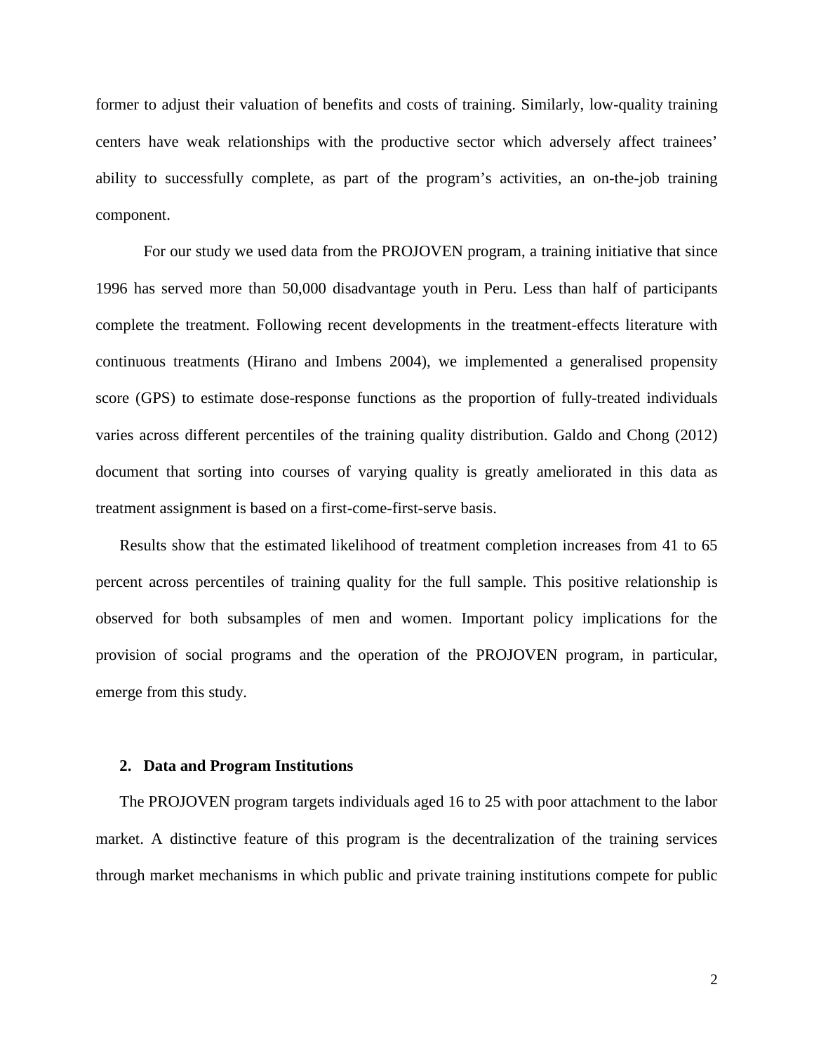former to adjust their valuation of benefits and costs of training. Similarly, low-quality training centers have weak relationships with the productive sector which adversely affect trainees' ability to successfully complete, as part of the program's activities, an on-the-job training component.

For our study we used data from the PROJOVEN program, a training initiative that since 1996 has served more than 50,000 disadvantage youth in Peru. Less than half of participants complete the treatment. Following recent developments in the treatment-effects literature with continuous treatments (Hirano and Imbens 2004), we implemented a generalised propensity score (GPS) to estimate dose-response functions as the proportion of fully-treated individuals varies across different percentiles of the training quality distribution. Galdo and Chong (2012) document that sorting into courses of varying quality is greatly ameliorated in this data as treatment assignment is based on a first-come-first-serve basis.

Results show that the estimated likelihood of treatment completion increases from 41 to 65 percent across percentiles of training quality for the full sample. This positive relationship is observed for both subsamples of men and women. Important policy implications for the provision of social programs and the operation of the PROJOVEN program, in particular, emerge from this study.

## 2. Data and Program Institutions

The PROJOVEN program targets individuals aged 16 to 25 with poor attachment to the labor market. A distinctive feature of this program is the decentralization of the training services through market mechanisms in which public and private training institutions compete for public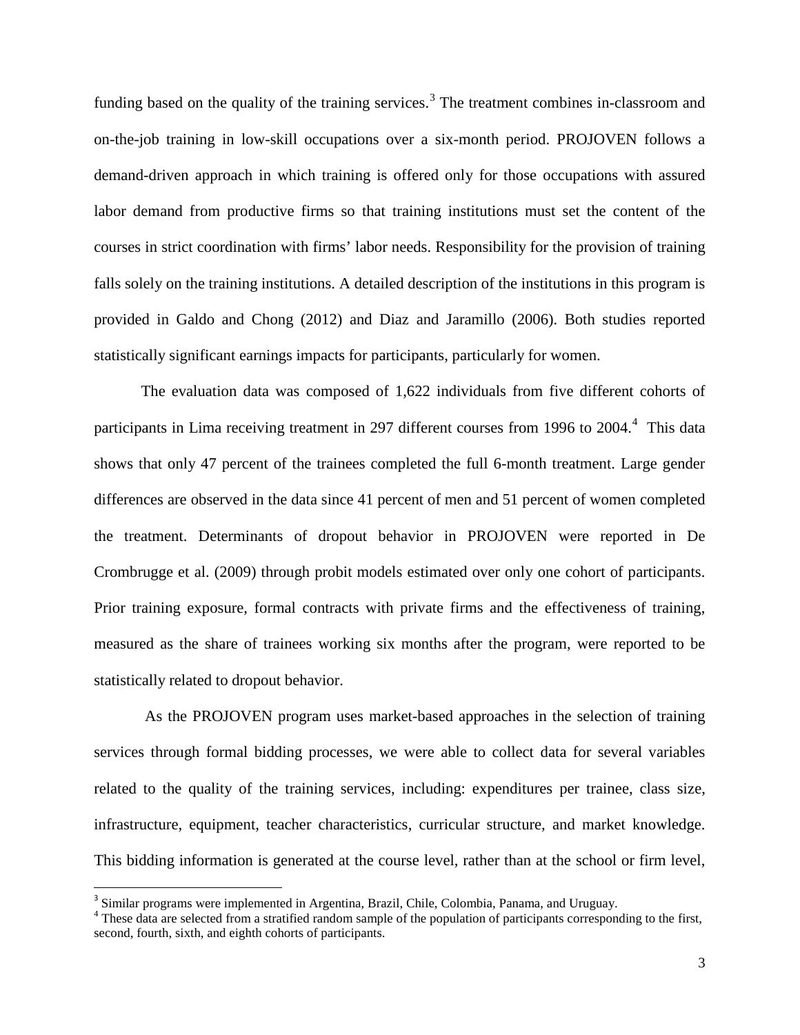funding based on the quality of the training services.[3] The treatment combines in-classroom and on-the-job training in low-skill occupations over a six-month period. PROJOVEN follows a demand-driven approach in which training is offered only for those occupations with assured labor demand from productive firms so that training institutions must set the content of the courses in strict coordination with firms' labor needs. Responsibility for the provision of training falls solely on the training institutions. A detailed description of the institutions in this program is provided in Galdo and Chong (2012) and Diaz and Jaramillo (2006). Both studies reported statistically significant earnings impacts for participants, particularly for women.

The evaluation data was composed of 1,622 individuals from five different cohorts of participants in Lima receiving treatment in 297 different courses from 1996 to 2004.[4] This data shows that only 47 percent of the trainees completed the full 6-month treatment. Large gender differences are observed in the data since 41 percent of men and 51 percent of women completed the treatment. Determinants of dropout behavior in PROJOVEN were reported in De Crombrugge et al. (2009) through probit models estimated over only one cohort of participants. Prior training exposure, formal contracts with private firms and the effectiveness of training, measured as the share of trainees working six months after the program, were reported to be statistically related to dropout behavior.

As the PROJOVEN program uses market-based approaches in the selection of training services through formal bidding processes, we were able to collect data for several variables related to the quality of the training services, including: expenditures per trainee, class size, infrastructure, equipment, teacher characteristics, curricular structure, and market knowledge. This bidding information is generated at the course level, rather than at the school or firm level,

[3] Similar programs were implemented in Argentina, Brazil, Chile, Colombia, Panama, and Uruguay.

[4] These data are selected from a stratified random sample of the population of participants corresponding to the first, second, fourth, sixth, and eighth cohorts of participants.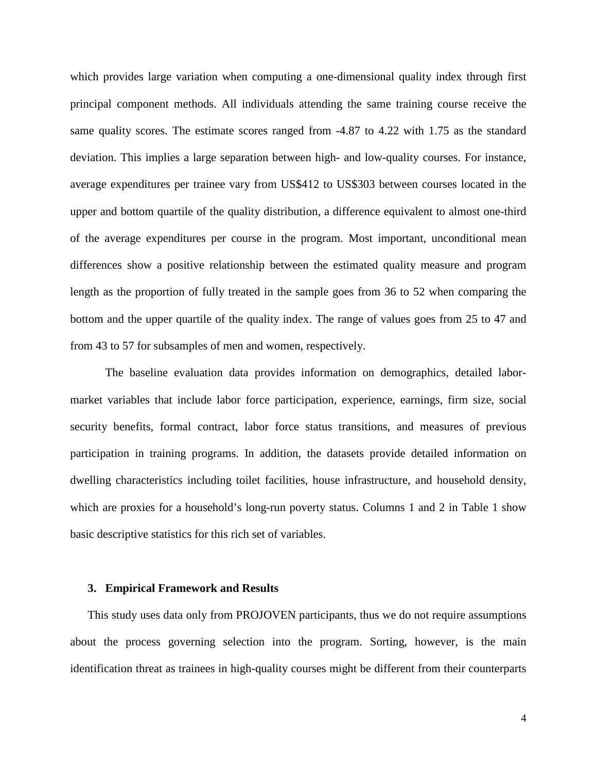which provides large variation when computing a one-dimensional quality index through first principal component methods. All individuals attending the same training course receive the same quality scores. The estimate scores ranged from -4.87 to 4.22 with 1.75 as the standard deviation. This implies a large separation between high- and low-quality courses. For instance, average expenditures per trainee vary from US$412 to US$303 between courses located in the upper and bottom quartile of the quality distribution, a difference equivalent to almost one-third of the average expenditures per course in the program. Most important, unconditional mean differences show a positive relationship between the estimated quality measure and program length as the proportion of fully treated in the sample goes from 36 to 52 when comparing the bottom and the upper quartile of the quality index. The range of values goes from 25 to 47 and from 43 to 57 for subsamples of men and women, respectively.

The baseline evaluation data provides information on demographics, detailed labor-market variables that include labor force participation, experience, earnings, firm size, social security benefits, formal contract, labor force status transitions, and measures of previous participation in training programs. In addition, the datasets provide detailed information on dwelling characteristics including toilet facilities, house infrastructure, and household density, which are proxies for a household's long-run poverty status. Columns 1 and 2 in Table 1 show basic descriptive statistics for this rich set of variables.

## 3. Empirical Framework and Results

This study uses data only from PROJOVEN participants, thus we do not require assumptions about the process governing selection into the program. Sorting, however, is the main identification threat as trainees in high-quality courses might be different from their counterparts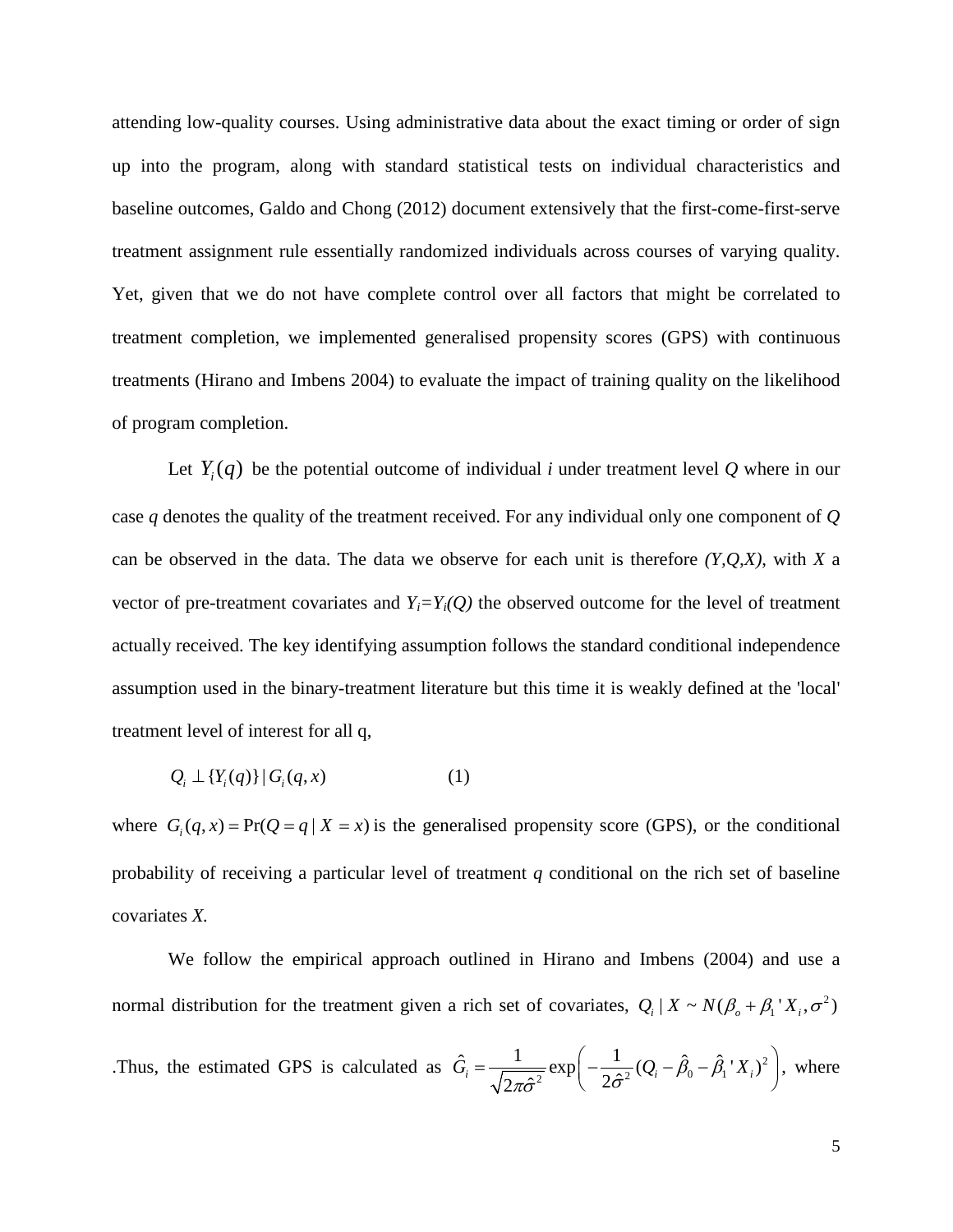attending low-quality courses. Using administrative data about the exact timing or order of sign up into the program, along with standard statistical tests on individual characteristics and baseline outcomes, Galdo and Chong (2012) document extensively that the first-come-first-serve treatment assignment rule essentially randomized individuals across courses of varying quality. Yet, given that we do not have complete control over all factors that might be correlated to treatment completion, we implemented generalised propensity scores (GPS) with continuous treatments (Hirano and Imbens 2004) to evaluate the impact of training quality on the likelihood of program completion.

Let $Y_i(q)$ be the potential outcome of individual *i* under treatment level *Q* where in our case *q* denotes the quality of the treatment received. For any individual only one component of *Q* can be observed in the data. The data we observe for each unit is therefore *(Y,Q,X)*, with *X* a vector of pre-treatment covariates and $Y_i=Y_i(Q)$ the observed outcome for the level of treatment actually received. The key identifying assumption follows the standard conditional independence assumption used in the binary-treatment literature but this time it is weakly defined at the 'local' treatment level of interest for all q,

$$Q_i \perp \{Y_i(q)\} \mid G_i(q,x) \qquad (1)$$

where $G_i(q,x) = \Pr(Q = q \mid X = x)$ is the generalised propensity score (GPS), or the conditional probability of receiving a particular level of treatment *q* conditional on the rich set of baseline covariates *X*.

We follow the empirical approach outlined in Hirano and Imbens (2004) and use a normal distribution for the treatment given a rich set of covariates, $Q_i \mid X \sim N(\beta_o + \beta_1{}' X_i, \sigma^2)$. Thus, the estimated GPS is calculated as $\hat{G}_i = \frac{1}{\sqrt{2\pi\hat{\sigma}^2}} \exp\left( -\frac{1}{2\hat{\sigma}^2} (Q_i - \hat{\beta}_0 - \hat{\beta}_1{}' X_i)^2 \right)$, where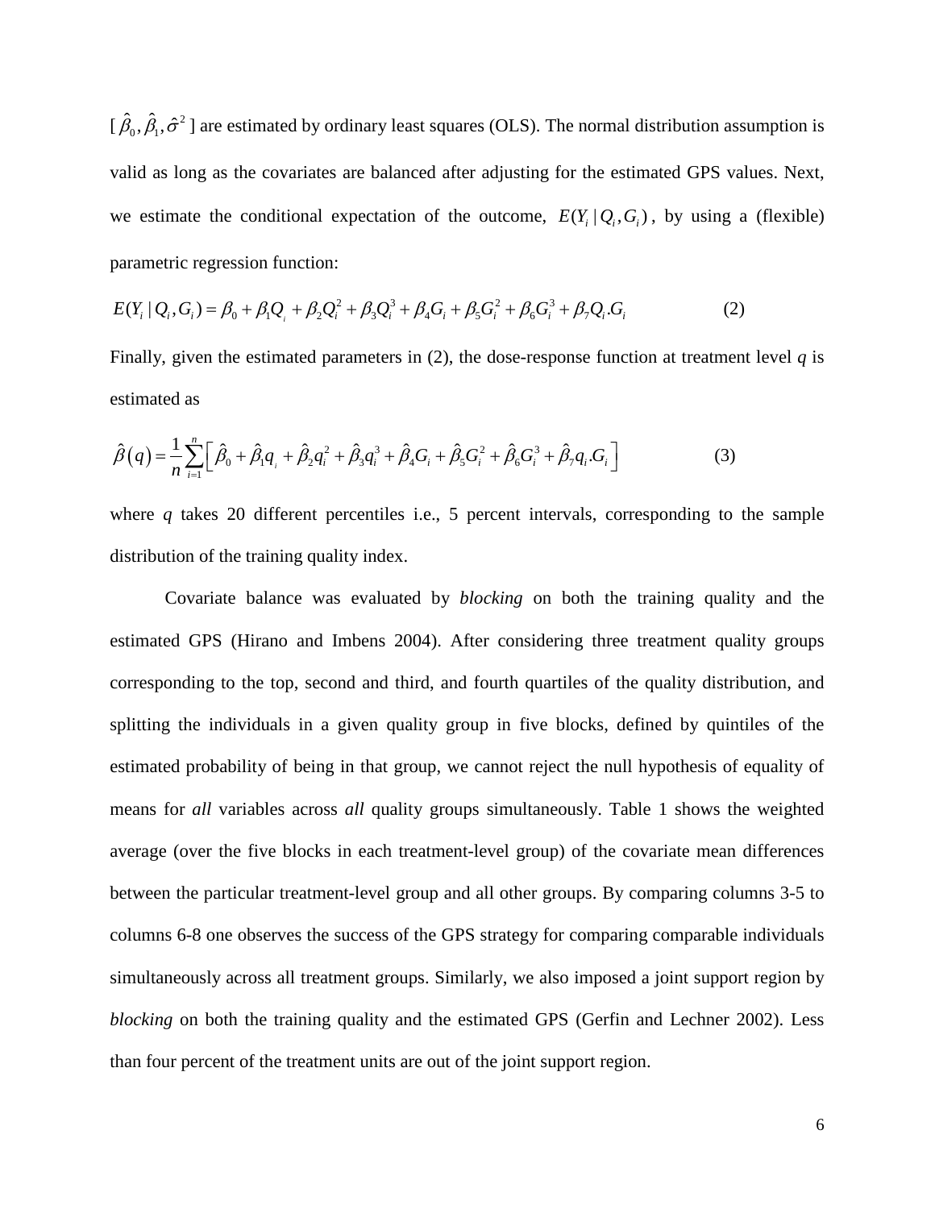[ $\hat{\beta}_0, \hat{\beta}_1, \hat{\sigma}^2$ ] are estimated by ordinary least squares (OLS). The normal distribution assumption is valid as long as the covariates are balanced after adjusting for the estimated GPS values. Next, we estimate the conditional expectation of the outcome, $E(Y_i \mid Q_i, G_i)$, by using a (flexible) parametric regression function:

$$E(Y_i \mid Q_i, G_i) = \beta_0 + \beta_1 Q_i + \beta_2 Q_i^2 + \beta_3 Q_i^3 + \beta_4 G_i + \beta_5 G_i^2 + \beta_6 G_i^3 + \beta_7 Q_i . G_i \qquad (2)$$

Finally, given the estimated parameters in (2), the dose-response function at treatment level $q$ is estimated as

$$\hat{\beta}(q) = \frac{1}{n} \sum_{i=1}^{n} \left[ \hat{\beta}_0 + \hat{\beta}_1 q_i + \hat{\beta}_2 q_i^2 + \hat{\beta}_3 q_i^3 + \hat{\beta}_4 G_i + \hat{\beta}_5 G_i^2 + \hat{\beta}_6 G_i^3 + \hat{\beta}_7 q_i . G_i \right] \qquad (3)$$

where $q$ takes 20 different percentiles i.e., 5 percent intervals, corresponding to the sample distribution of the training quality index.

Covariate balance was evaluated by *blocking* on both the training quality and the estimated GPS (Hirano and Imbens 2004). After considering three treatment quality groups corresponding to the top, second and third, and fourth quartiles of the quality distribution, and splitting the individuals in a given quality group in five blocks, defined by quintiles of the estimated probability of being in that group, we cannot reject the null hypothesis of equality of means for *all* variables across *all* quality groups simultaneously. Table 1 shows the weighted average (over the five blocks in each treatment-level group) of the covariate mean differences between the particular treatment-level group and all other groups. By comparing columns 3-5 to columns 6-8 one observes the success of the GPS strategy for comparing comparable individuals simultaneously across all treatment groups. Similarly, we also imposed a joint support region by *blocking* on both the training quality and the estimated GPS (Gerfin and Lechner 2002). Less than four percent of the treatment units are out of the joint support region.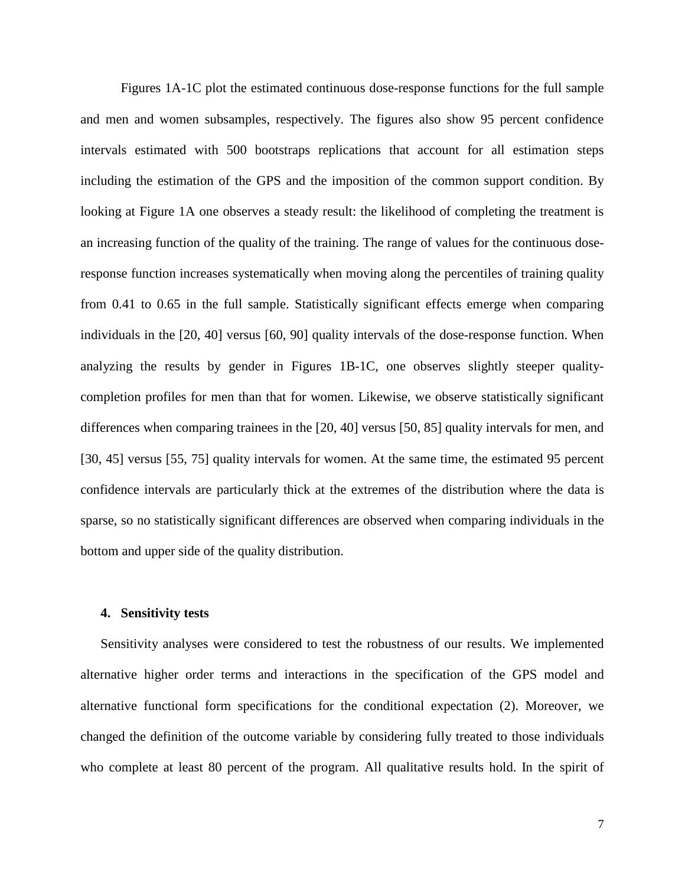Figures 1A-1C plot the estimated continuous dose-response functions for the full sample and men and women subsamples, respectively. The figures also show 95 percent confidence intervals estimated with 500 bootstraps replications that account for all estimation steps including the estimation of the GPS and the imposition of the common support condition. By looking at Figure 1A one observes a steady result: the likelihood of completing the treatment is an increasing function of the quality of the training. The range of values for the continuous dose-response function increases systematically when moving along the percentiles of training quality from 0.41 to 0.65 in the full sample. Statistically significant effects emerge when comparing individuals in the [20, 40] versus [60, 90] quality intervals of the dose-response function. When analyzing the results by gender in Figures 1B-1C, one observes slightly steeper quality-completion profiles for men than that for women. Likewise, we observe statistically significant differences when comparing trainees in the [20, 40] versus [50, 85] quality intervals for men, and [30, 45] versus [55, 75] quality intervals for women. At the same time, the estimated 95 percent confidence intervals are particularly thick at the extremes of the distribution where the data is sparse, so no statistically significant differences are observed when comparing individuals in the bottom and upper side of the quality distribution.

## 4. Sensitivity tests

Sensitivity analyses were considered to test the robustness of our results. We implemented alternative higher order terms and interactions in the specification of the GPS model and alternative functional form specifications for the conditional expectation (2). Moreover, we changed the definition of the outcome variable by considering fully treated to those individuals who complete at least 80 percent of the program. All qualitative results hold. In the spirit of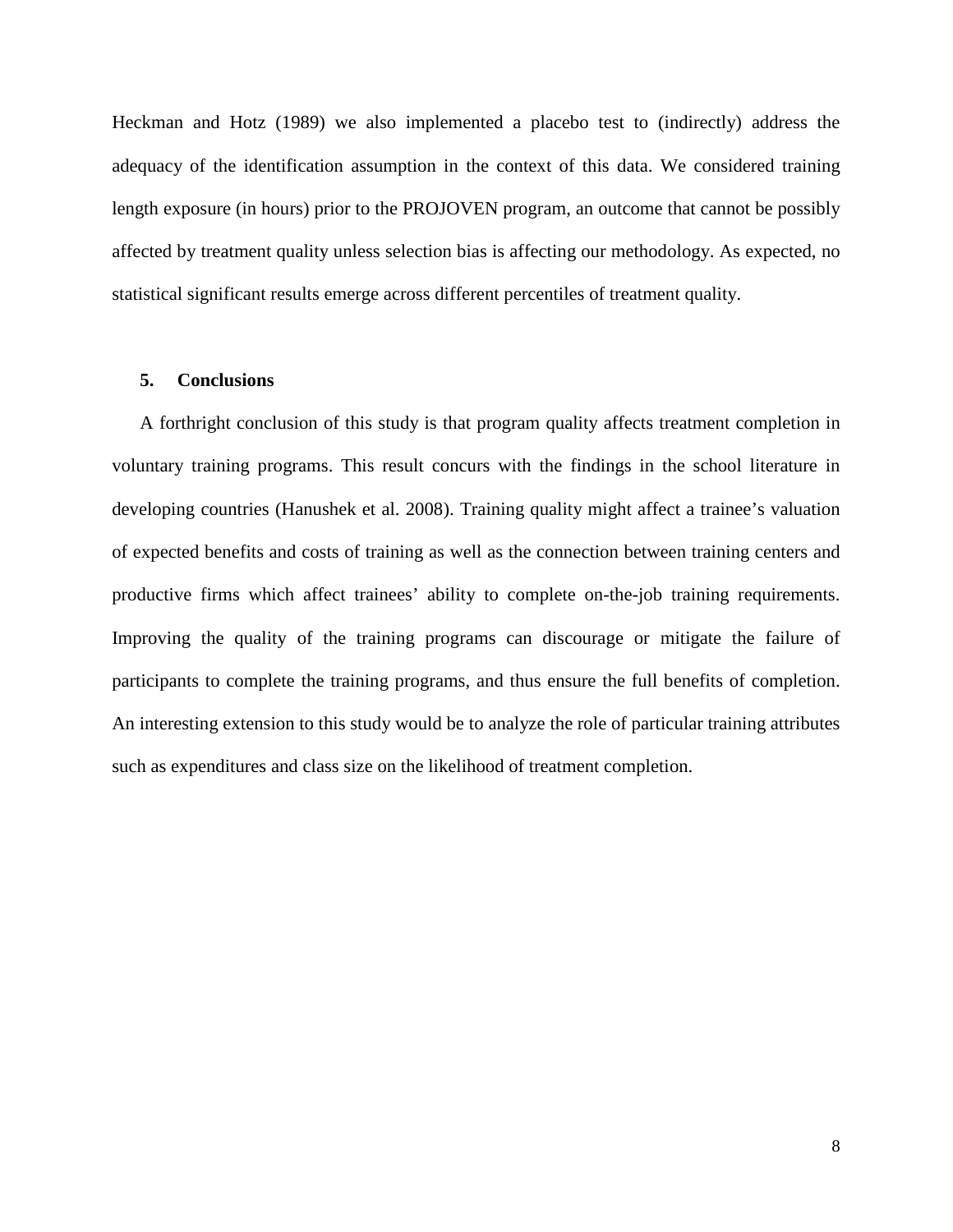Heckman and Hotz (1989) we also implemented a placebo test to (indirectly) address the adequacy of the identification assumption in the context of this data. We considered training length exposure (in hours) prior to the PROJOVEN program, an outcome that cannot be possibly affected by treatment quality unless selection bias is affecting our methodology. As expected, no statistical significant results emerge across different percentiles of treatment quality.

## 5. Conclusions

A forthright conclusion of this study is that program quality affects treatment completion in voluntary training programs. This result concurs with the findings in the school literature in developing countries (Hanushek et al. 2008). Training quality might affect a trainee's valuation of expected benefits and costs of training as well as the connection between training centers and productive firms which affect trainees' ability to complete on-the-job training requirements. Improving the quality of the training programs can discourage or mitigate the failure of participants to complete the training programs, and thus ensure the full benefits of completion. An interesting extension to this study would be to analyze the role of particular training attributes such as expenditures and class size on the likelihood of treatment completion.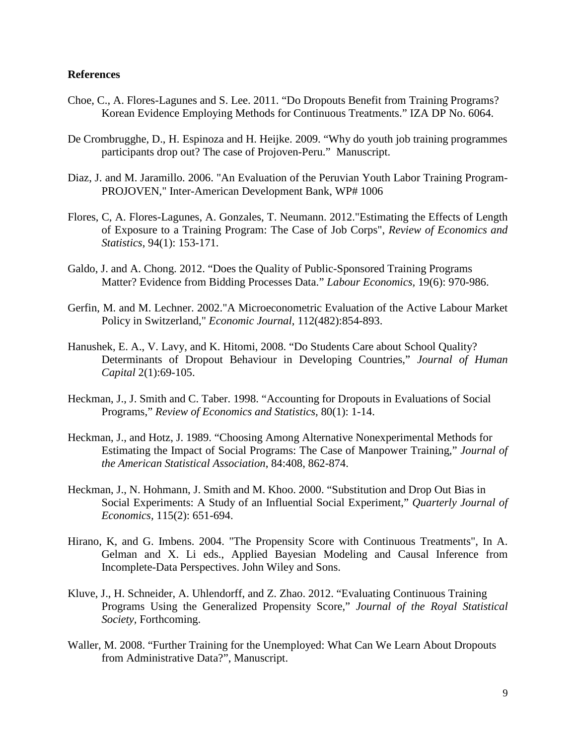**References**

Choe, C., A. Flores-Lagunes and S. Lee. 2011. "Do Dropouts Benefit from Training Programs? Korean Evidence Employing Methods for Continuous Treatments." IZA DP No. 6064.

De Crombrugghe, D., H. Espinoza and H. Heijke. 2009. "Why do youth job training programmes participants drop out? The case of Projoven-Peru." Manuscript.

Diaz, J. and M. Jaramillo. 2006. "An Evaluation of the Peruvian Youth Labor Training Program-PROJOVEN," Inter-American Development Bank, WP# 1006

Flores, C, A. Flores-Lagunes, A. Gonzales, T. Neumann. 2012."Estimating the Effects of Length of Exposure to a Training Program: The Case of Job Corps", *Review of Economics and Statistics*, 94(1): 153-171.

Galdo, J. and A. Chong. 2012. "Does the Quality of Public-Sponsored Training Programs Matter? Evidence from Bidding Processes Data." *Labour Economics*, 19(6): 970-986.

Gerfin, M. and M. Lechner. 2002."A Microeconometric Evaluation of the Active Labour Market Policy in Switzerland," *Economic Journal*, 112(482):854-893.

Hanushek, E. A., V. Lavy, and K. Hitomi, 2008. "Do Students Care about School Quality? Determinants of Dropout Behaviour in Developing Countries," *Journal of Human Capital* 2(1):69-105.

Heckman, J., J. Smith and C. Taber. 1998. "Accounting for Dropouts in Evaluations of Social Programs," *Review of Economics and Statistics*, 80(1): 1-14.

Heckman, J., and Hotz, J. 1989. "Choosing Among Alternative Nonexperimental Methods for Estimating the Impact of Social Programs: The Case of Manpower Training," *Journal of the American Statistical Association*, 84:408, 862-874.

Heckman, J., N. Hohmann, J. Smith and M. Khoo. 2000. "Substitution and Drop Out Bias in Social Experiments: A Study of an Influential Social Experiment," *Quarterly Journal of Economics*, 115(2): 651-694.

Hirano, K, and G. Imbens. 2004. "The Propensity Score with Continuous Treatments", In A. Gelman and X. Li eds., Applied Bayesian Modeling and Causal Inference from Incomplete-Data Perspectives. John Wiley and Sons.

Kluve, J., H. Schneider, A. Uhlendorff, and Z. Zhao. 2012. "Evaluating Continuous Training Programs Using the Generalized Propensity Score," *Journal of the Royal Statistical Society*, Forthcoming.

Waller, M. 2008. "Further Training for the Unemployed: What Can We Learn About Dropouts from Administrative Data?", Manuscript.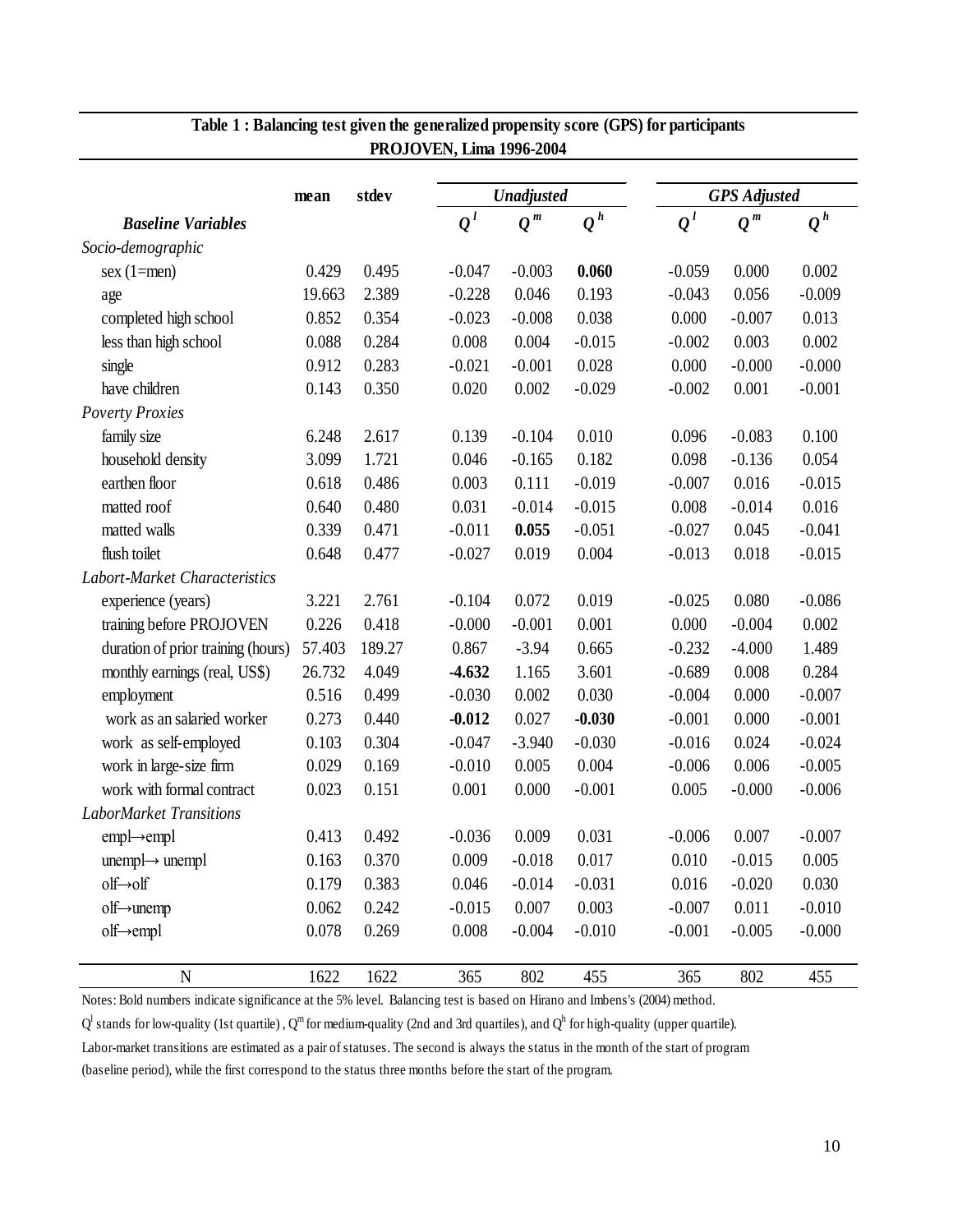**Table 1 : Balancing test given the generalized propensity score (GPS) for participants PROJOVEN, Lima 1996-2004**

| | mean | stdev | *Unadjusted* | | | *GPS Adjusted* | | |
|---|---|---|---|---|---|---|---|---|
| ***Baseline Variables*** | | | $Q^l$ | $Q^m$ | $Q^h$ | $Q^l$ | $Q^m$ | $Q^h$ |
| *Socio-demographic* | | | | | | | | |
| sex (1=men) | 0.429 | 0.495 | -0.047 | -0.003 | **0.060** | -0.059 | 0.000 | 0.002 |
| age | 19.663 | 2.389 | -0.228 | 0.046 | 0.193 | -0.043 | 0.056 | -0.009 |
| completed high school | 0.852 | 0.354 | -0.023 | -0.008 | 0.038 | 0.000 | -0.007 | 0.013 |
| less than high school | 0.088 | 0.284 | 0.008 | 0.004 | -0.015 | -0.002 | 0.003 | 0.002 |
| single | 0.912 | 0.283 | -0.021 | -0.001 | 0.028 | 0.000 | -0.000 | -0.000 |
| have children | 0.143 | 0.350 | 0.020 | 0.002 | -0.029 | -0.002 | 0.001 | -0.001 |
| *Poverty Proxies* | | | | | | | | |
| family size | 6.248 | 2.617 | 0.139 | -0.104 | 0.010 | 0.096 | -0.083 | 0.100 |
| household density | 3.099 | 1.721 | 0.046 | -0.165 | 0.182 | 0.098 | -0.136 | 0.054 |
| earthen floor | 0.618 | 0.486 | 0.003 | 0.111 | -0.019 | -0.007 | 0.016 | -0.015 |
| matted roof | 0.640 | 0.480 | 0.031 | -0.014 | -0.015 | 0.008 | -0.014 | 0.016 |
| matted walls | 0.339 | 0.471 | -0.011 | **0.055** | -0.051 | -0.027 | 0.045 | -0.041 |
| flush toilet | 0.648 | 0.477 | -0.027 | 0.019 | 0.004 | -0.013 | 0.018 | -0.015 |
| *Labort-Market Characteristics* | | | | | | | | |
| experience (years) | 3.221 | 2.761 | -0.104 | 0.072 | 0.019 | -0.025 | 0.080 | -0.086 |
| training before PROJOVEN | 0.226 | 0.418 | -0.000 | -0.001 | 0.001 | 0.000 | -0.004 | 0.002 |
| duration of prior training (hours) | 57.403 | 189.27 | 0.867 | -3.94 | 0.665 | -0.232 | -4.000 | 1.489 |
| monthly earnings (real, US$) | 26.732 | 4.049 | **-4.632** | 1.165 | 3.601 | -0.689 | 0.008 | 0.284 |
| employment | 0.516 | 0.499 | -0.030 | 0.002 | 0.030 | -0.004 | 0.000 | -0.007 |
| work as an salaried worker | 0.273 | 0.440 | **-0.012** | 0.027 | **-0.030** | -0.001 | 0.000 | -0.001 |
| work as self-employed | 0.103 | 0.304 | -0.047 | -3.940 | -0.030 | -0.016 | 0.024 | -0.024 |
| work in large-size firm | 0.029 | 0.169 | -0.010 | 0.005 | 0.004 | -0.006 | 0.006 | -0.005 |
| work with formal contract | 0.023 | 0.151 | 0.001 | 0.000 | -0.001 | 0.005 | -0.000 | -0.006 |
| *LaborMarket Transitions* | | | | | | | | |
| empl→empl | 0.413 | 0.492 | -0.036 | 0.009 | 0.031 | -0.006 | 0.007 | -0.007 |
| unempl→ unempl | 0.163 | 0.370 | 0.009 | -0.018 | 0.017 | 0.010 | -0.015 | 0.005 |
| olf→olf | 0.179 | 0.383 | 0.046 | -0.014 | -0.031 | 0.016 | -0.020 | 0.030 |
| olf→unemp | 0.062 | 0.242 | -0.015 | 0.007 | 0.003 | -0.007 | 0.011 | -0.010 |
| olf→empl | 0.078 | 0.269 | 0.008 | -0.004 | -0.010 | -0.001 | -0.005 | -0.000 |
| N | 1622 | 1622 | 365 | 802 | 455 | 365 | 802 | 455 |

Notes: Bold numbers indicate significance at the 5% level. Balancing test is based on Hirano and Imbens's (2004) method.

$Q^l$ stands for low-quality (1st quartile), $Q^m$ for medium-quality (2nd and 3rd quartiles), and $Q^h$ for high-quality (upper quartile).

Labor-market transitions are estimated as a pair of statuses. The second is always the status in the month of the start of program (baseline period), while the first correspond to the status three months before the start of the program.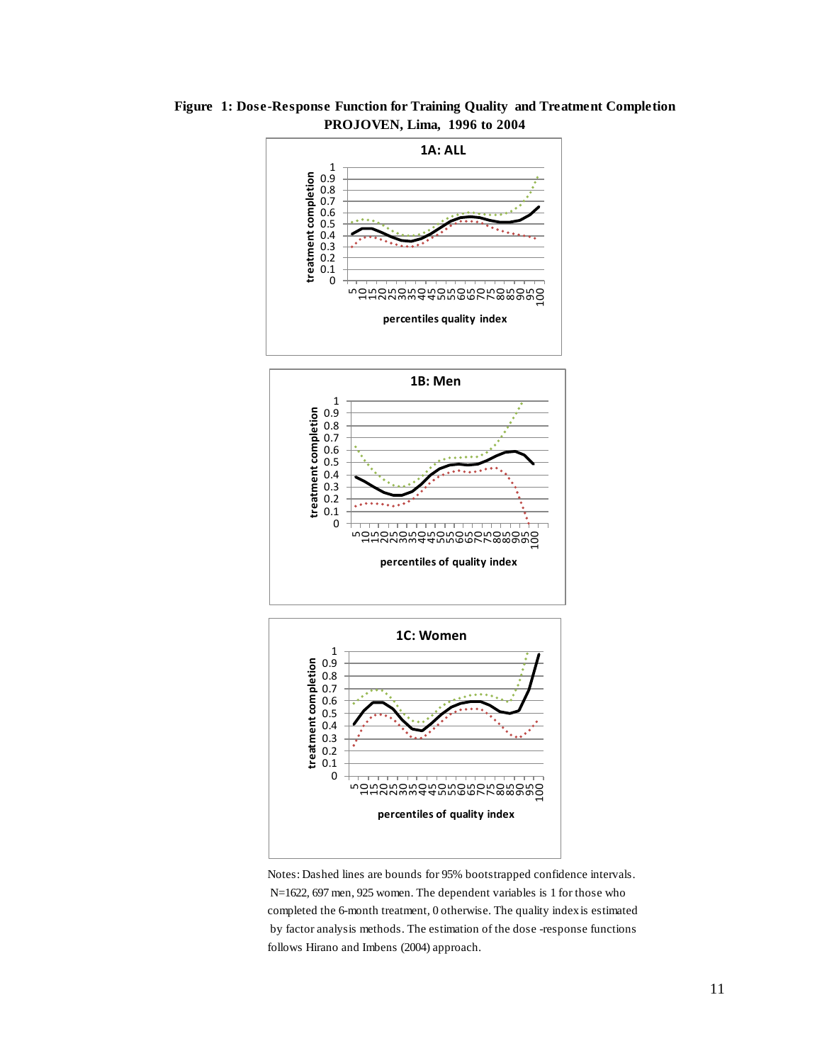**Figure 1: Dose-Response Function for Training Quality and Treatment Completion PROJOVEN, Lima, 1996 to 2004**

**1A: ALL**

treatment completion

1
0.9
0.8
0.7
0.6
0.5
0.4
0.3
0.2
0.1
0

5 10 15 20 25 30 35 40 45 50 55 60 65 70 75 80 85 90 95 100

percentiles quality index

**1B: Men**

treatment completion

1
0.9
0.8
0.7
0.6
0.5
0.4
0.3
0.2
0.1
0

5 10 15 20 25 30 35 40 45 50 55 60 65 70 75 80 85 90 95 100

percentiles of quality index

**1C: Women**

treatment completion

1
0.9
0.8
0.7
0.6
0.5
0.4
0.3
0.2
0.1
0

5 10 15 20 25 30 35 40 45 50 55 60 65 70 75 80 85 90 95 100

percentiles of quality index

Notes: Dashed lines are bounds for 95% bootstrapped confidence intervals. N=1622, 697 men, 925 women. The dependent variables is 1 for those who completed the 6-month treatment, 0 otherwise. The quality index is estimated by factor analysis methods. The estimation of the dose -response functions follows Hirano and Imbens (2004) approach.